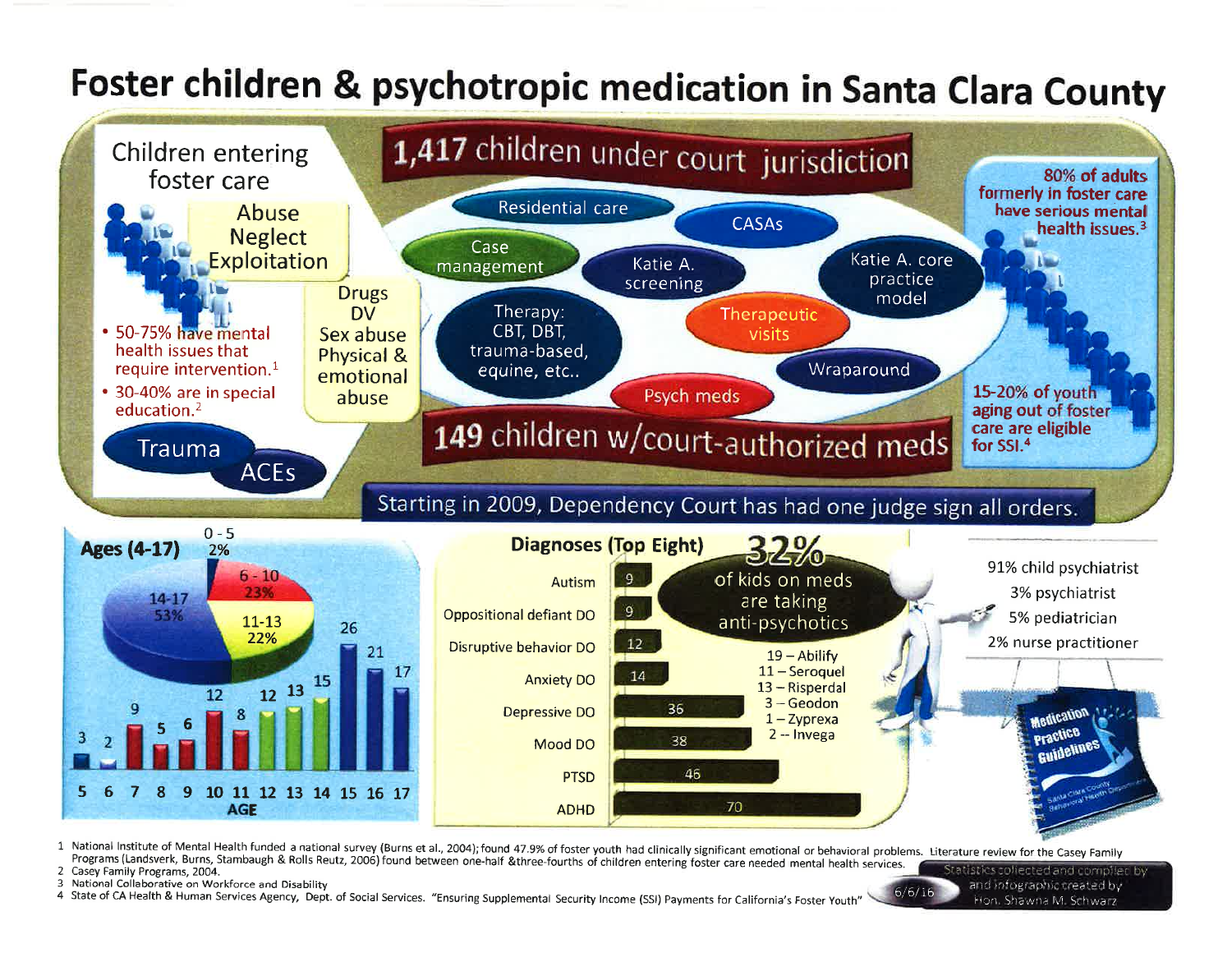# Foster children & psychotropic medication in Santa Clara County

## Children entering foster care

- Abuse
- Neglect
- Exploitation

- Drugs
- DV
- Sex abuse
- Physical & emotional abuse

- 50-75% have mental health issues that require intervention.[1]
- 30-40% are in special education.[2]

Trauma

ACEs

## 1,417 children under court jurisdiction

- Residential care
- CASAs
- Case management
- Katie A. screening
- Katie A. core practice model
- Therapy: CBT, DBT, trauma-based, equine, etc..
- Therapeutic visits
- Wraparound
- Psych meds

## 149 children w/court-authorized meds

Starting in 2009, Dependency Court has had one judge sign all orders.

80% of adults formerly in foster care have serious mental health issues.[3]

15-20% of youth aging out of foster care are eligible for SSI.[4]

## Ages (4-17)

| Age group | Percent |
|---|---|
| 0 - 5 | 2% |
| 6 - 10 | 23% |
| 11-13 | 22% |
| 14-17 | 53% |

| Age | 5 | 6 | 7 | 8 | 9 | 10 | 11 | 12 | 13 | 14 | 15 | 16 | 17 |
|---|---|---|---|---|---|---|---|---|---|---|---|---|---|
| Count | 3 | 2 | 9 | 5 | 6 | 12 | 8 | 12 | 13 | 15 | 26 | 21 | 17 |

## Diagnoses (Top Eight)

| Diagnosis | Count |
|---|---|
| Autism | 9 |
| Oppositional defiant DO | 9 |
| Disruptive behavior DO | 12 |
| Anxiety DO | 14 |
| Depressive DO | 36 |
| Mood DO | 38 |
| PTSD | 46 |
| ADHD | 70 |

**32%** of kids on meds are taking anti-psychotics

- 19 – Abilify
- 11 – Seroquel
- 13 – Risperdal
- 3 – Geodon
- 1 – Zyprexa
- 2 -- Invega

- 91% child psychiatrist
- 3% psychiatrist
- 5% pediatrician
- 2% nurse practitioner

Medication Practice Guidelines

Santa Clara County Behavioral Health Department

1 National Institute of Mental Health funded a national survey (Burns et al., 2004); found 47.9% of foster youth had clinically significant emotional or behavioral problems. Literature review for the Casey Family Programs (Landsverk, Burns, Stambaugh & Rolls Reutz, 2006) found between one-half &three-fourths of children entering foster care needed mental health services.
2 Casey Family Programs, 2004.
3 National Collaborative on Workforce and Disability
4 State of CA Health & Human Services Agency, Dept. of Social Services. "Ensuring Supplemental Security Income (SSI) Payments for California's Foster Youth"

6/6/16

Statistics collected and compiled by and infographic created by Hon. Shawna M. Schwarz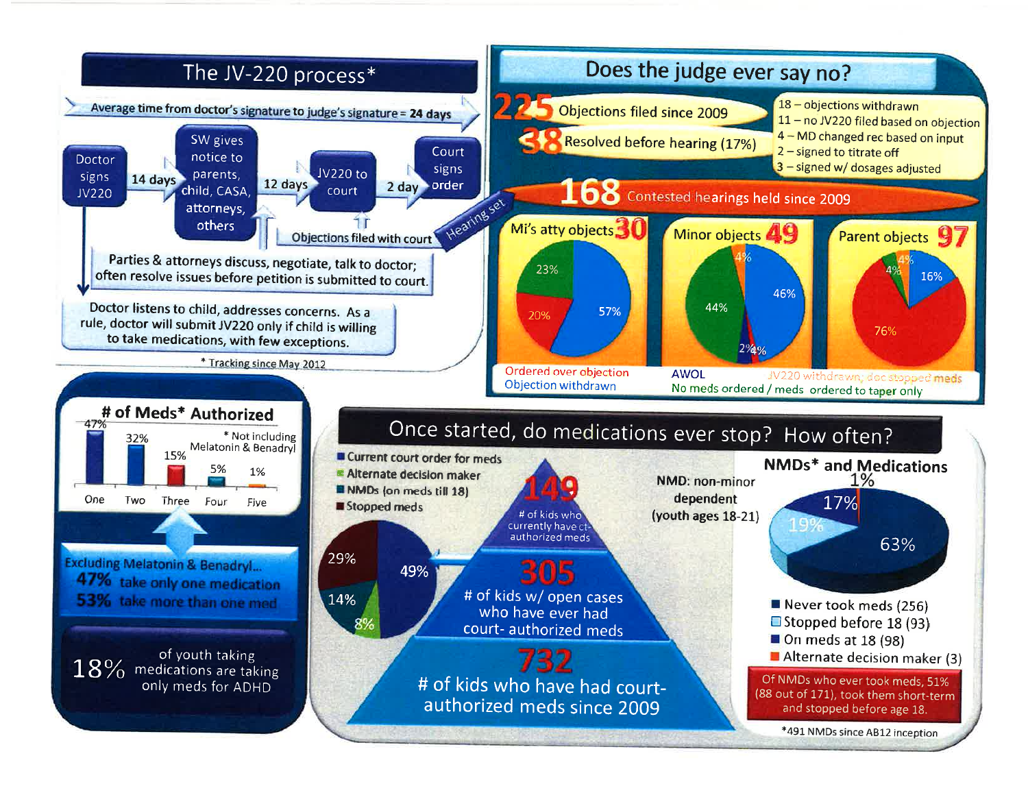## The JV-220 process*

Average time from doctor's signature to judge's signature = **24 days**

Doctor signs JV220 → 14 days → SW gives notice to parents, child, CASA, attorneys, others → 12 days → JV220 to court → 2 day → Court signs order

Objections filed with court

Hearing set

Parties & attorneys discuss, negotiate, talk to doctor; often resolve issues before petition is submitted to court.

Doctor listens to child, addresses concerns. As a rule, doctor will submit JV220 only if child is willing to take medications, with few exceptions.

\* Tracking since May 2012

## Does the judge ever say no?

**225** Objections filed since 2009

**38** Resolved before hearing (17%)

- 18 – objections withdrawn
- 11 – no JV220 filed based on objection
- 4 – MD changed rec based on input
- 2 – signed to titrate off
- 3 – signed w/ dosages adjusted

**168** Contested hearings held since 2009

Mi's atty objects **30**

23%
20%
57%

Minor objects **49**

4%
46%
44%
2%
4%

Parent objects **97**

4%
4%
16%
76%

Ordered over objection
Objection withdrawn
AWOL
No meds ordered / meds ordered to taper only
JV220 withdrawn; doc stopped meds

## # of Meds* Authorized

47%
32%
15%
5%
1%

One
Two
Three
Four
Five

\* Not including Melatonin & Benadryl

Excluding Melatonin & Benadryl...
**47%** take only one medication
**53%** take more than one med

18% of youth taking medications are taking only meds for ADHD

## Once started, do medications ever stop? How often?

- Current court order for meds
- Alternate decision maker
- NMDs (on meds till 18)
- Stopped meds

29%
49%
14%
8%

**149** # of kids who currently have ct-authorized meds

**305** # of kids w/ open cases who have ever had court- authorized meds

**732** # of kids who have had court- authorized meds since 2009

### NMDs* and Medications

NMD: non-minor dependent (youth ages 18-21)

1%
17%
19%
63%

- Never took meds (256)
- Stopped before 18 (93)
- On meds at 18 (98)
- Alternate decision maker (3)

Of NMDs who ever took meds, 51% (88 out of 171), took them short-term and stopped before age 18.

\*491 NMDs since AB12 inception